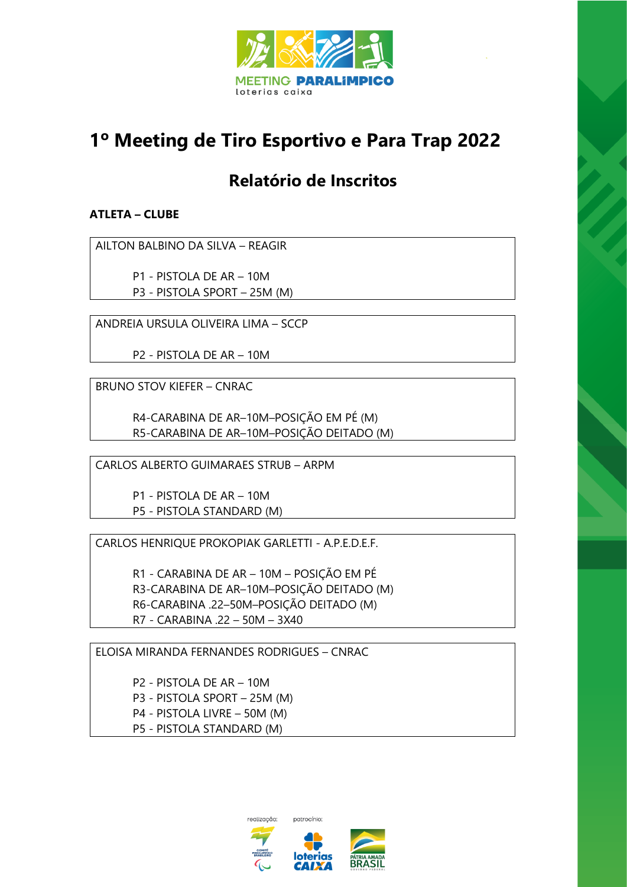# 1º Meeting de Tiro Esportivo e Para Trap 2022

## Relatório de Inscritos

**ATLETA – CLUBE**

AILTON BALBINO DA SILVA – REAGIR

- P1 - PISTOLA DE AR – 10M
- P3 - PISTOLA SPORT – 25M (M)

ANDREIA URSULA OLIVEIRA LIMA – SCCP

- P2 - PISTOLA DE AR – 10M

BRUNO STOV KIEFER – CNRAC

- R4-CARABINA DE AR–10M–POSIÇÃO EM PÉ (M)
- R5-CARABINA DE AR–10M–POSIÇÃO DEITADO (M)

CARLOS ALBERTO GUIMARAES STRUB – ARPM

- P1 - PISTOLA DE AR – 10M
- P5 - PISTOLA STANDARD (M)

CARLOS HENRIQUE PROKOPIAK GARLETTI - A.P.E.D.E.F.

- R1 - CARABINA DE AR – 10M – POSIÇÃO EM PÉ
- R3-CARABINA DE AR–10M–POSIÇÃO DEITADO (M)
- R6-CARABINA .22–50M–POSIÇÃO DEITADO (M)
- R7 - CARABINA .22 – 50M – 3X40

ELOISA MIRANDA FERNANDES RODRIGUES – CNRAC

- P2 - PISTOLA DE AR – 10M
- P3 - PISTOLA SPORT – 25M (M)
- P4 - PISTOLA LIVRE – 50M (M)
- P5 - PISTOLA STANDARD (M)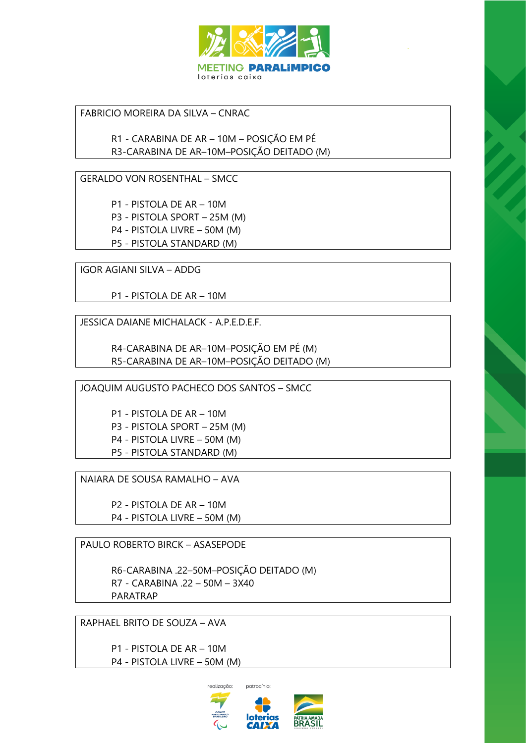FABRICIO MOREIRA DA SILVA – CNRAC

R1 - CARABINA DE AR – 10M – POSIÇÃO EM PÉ
R3-CARABINA DE AR–10M–POSIÇÃO DEITADO (M)

GERALDO VON ROSENTHAL – SMCC

P1 - PISTOLA DE AR – 10M
P3 - PISTOLA SPORT – 25M (M)
P4 - PISTOLA LIVRE – 50M (M)
P5 - PISTOLA STANDARD (M)

IGOR AGIANI SILVA – ADDG

P1 - PISTOLA DE AR – 10M

JESSICA DAIANE MICHALACK - A.P.E.D.E.F.

R4-CARABINA DE AR–10M–POSIÇÃO EM PÉ (M)
R5-CARABINA DE AR–10M–POSIÇÃO DEITADO (M)

JOAQUIM AUGUSTO PACHECO DOS SANTOS – SMCC

P1 - PISTOLA DE AR – 10M
P3 - PISTOLA SPORT – 25M (M)
P4 - PISTOLA LIVRE – 50M (M)
P5 - PISTOLA STANDARD (M)

NAIARA DE SOUSA RAMALHO – AVA

P2 - PISTOLA DE AR – 10M
P4 - PISTOLA LIVRE – 50M (M)

PAULO ROBERTO BIRCK – ASASEPODE

R6-CARABINA .22–50M–POSIÇÃO DEITADO (M)
R7 - CARABINA .22 – 50M – 3X40
PARATRAP

RAPHAEL BRITO DE SOUZA – AVA

P1 - PISTOLA DE AR – 10M
P4 - PISTOLA LIVRE – 50M (M)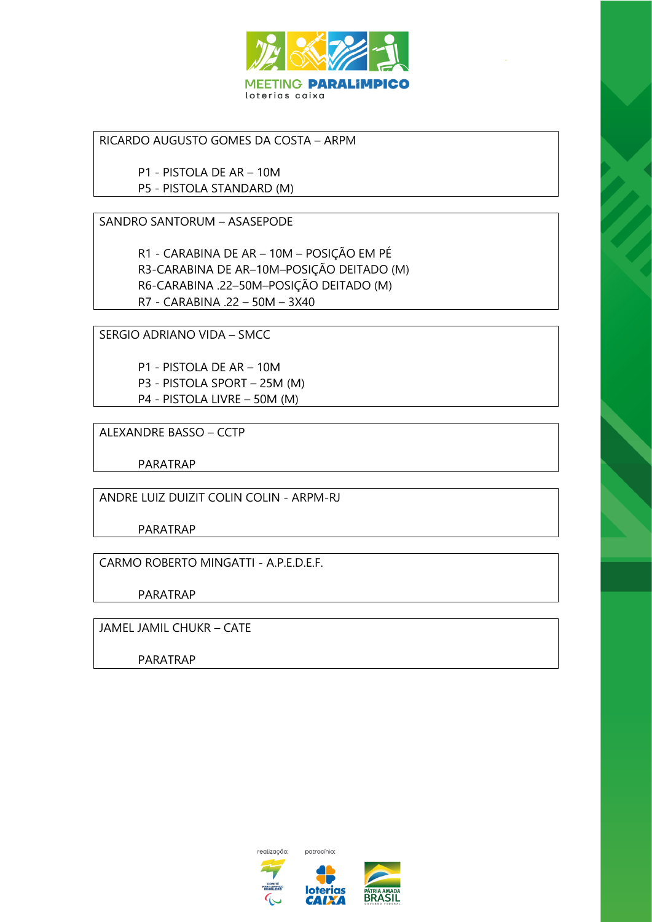RICARDO AUGUSTO GOMES DA COSTA – ARPM

P1 - PISTOLA DE AR – 10M
P5 - PISTOLA STANDARD (M)

SANDRO SANTORUM – ASASEPODE

R1 - CARABINA DE AR – 10M – POSIÇÃO EM PÉ
R3-CARABINA DE AR–10M–POSIÇÃO DEITADO (M)
R6-CARABINA .22–50M–POSIÇÃO DEITADO (M)
R7 - CARABINA .22 – 50M – 3X40

SERGIO ADRIANO VIDA – SMCC

P1 - PISTOLA DE AR – 10M
P3 - PISTOLA SPORT – 25M (M)
P4 - PISTOLA LIVRE – 50M (M)

ALEXANDRE BASSO – CCTP

PARATRAP

ANDRE LUIZ DUIZIT COLIN COLIN - ARPM-RJ

PARATRAP

CARMO ROBERTO MINGATTI - A.P.E.D.E.F.

PARATRAP

JAMEL JAMIL CHUKR – CATE

PARATRAP